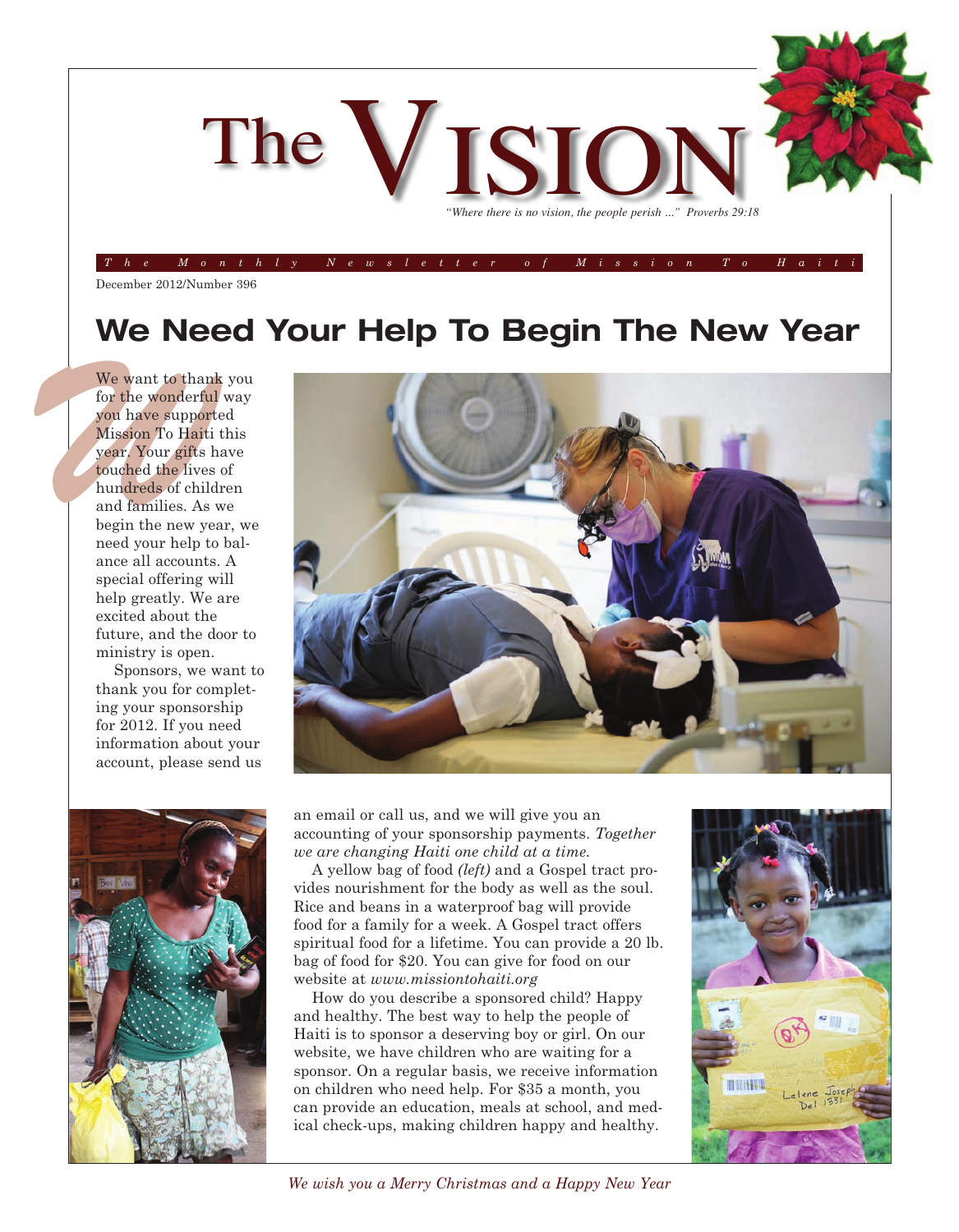# The VISION

*"Where there is no vision, the people perish ..." Proverbs 29:18*

*The Monthly Newsletter of Mission To Haiti*

December 2012/Number 396

## We Need Your Help To Begin The New Year

We want to thank you for the wonderful way you have supported Mission To Haiti this year. Your gifts have touched the lives of hundreds of children and families. As we begin the new year, we need your help to balance all accounts. A special offering will help greatly. We are excited about the future, and the door to ministry is open.

Sponsors, we want to thank you for completing your sponsorship for 2012. If you need information about your account, please send us an email or call us, and we will give you an accounting of your sponsorship payments. *Together we are changing Haiti one child at a time.*

A yellow bag of food *(left)* and a Gospel tract provides nourishment for the body as well as the soul. Rice and beans in a waterproof bag will provide food for a family for a week. A Gospel tract offers spiritual food for a lifetime. You can provide a 20 lb. bag of food for $20. You can give for food on our website at *www.missiontohaiti.org*

How do you describe a sponsored child? Happy and healthy. The best way to help the people of Haiti is to sponsor a deserving boy or girl. On our website, we have children who are waiting for a sponsor. On a regular basis, we receive information on children who need help. For $35 a month, you can provide an education, meals at school, and medical check-ups, making children happy and healthy.

*We wish you a Merry Christmas and a Happy New Year*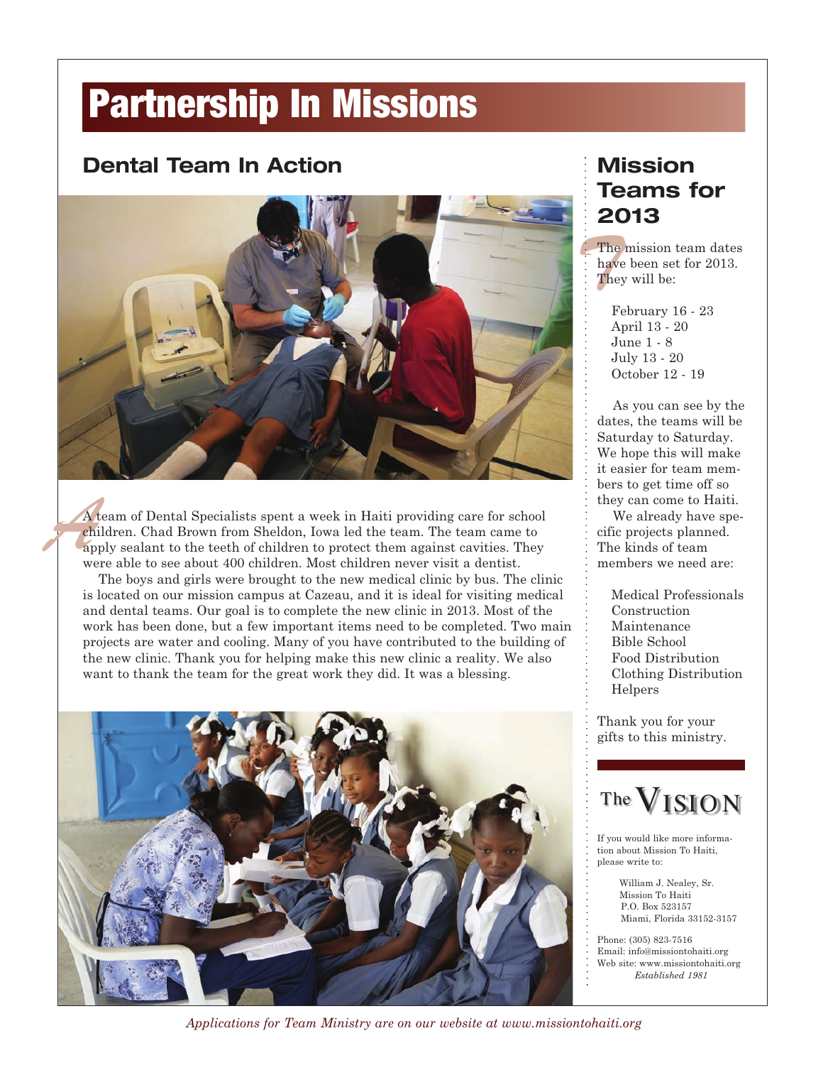# Partnership In Missions

## Dental Team In Action

A team of Dental Specialists spent a week in Haiti providing care for school children. Chad Brown from Sheldon, Iowa led the team. The team came to apply sealant to the teeth of children to protect them against cavities. They were able to see about 400 children. Most children never visit a dentist.

The boys and girls were brought to the new medical clinic by bus. The clinic is located on our mission campus at Cazeau, and it is ideal for visiting medical and dental teams. Our goal is to complete the new clinic in 2013. Most of the work has been done, but a few important items need to be completed. Two main projects are water and cooling. Many of you have contributed to the building of the new clinic. Thank you for helping make this new clinic a reality. We also want to thank the team for the great work they did. It was a blessing.

## Mission Teams for 2013

The mission team dates have been set for 2013. They will be:

February 16 - 23
April 13 - 20
June 1 - 8
July 13 - 20
October 12 - 19

As you can see by the dates, the teams will be Saturday to Saturday. We hope this will make it easier for team members to get time off so they can come to Haiti.

We already have specific projects planned. The kinds of team members we need are:

Medical Professionals
Construction
Maintenance
Bible School
Food Distribution
Clothing Distribution
Helpers

Thank you for your gifts to this ministry.

### The VISION

If you would like more information about Mission To Haiti, please write to:

William J. Nealey, Sr.
Mission To Haiti
P.O. Box 523157
Miami, Florida 33152-3157

Phone: (305) 823-7516
Email: info@missiontohaiti.org
Web site: www.missiontohaiti.org
*Established 1981*

*Applications for Team Ministry are on our website at www.missiontohaiti.org*